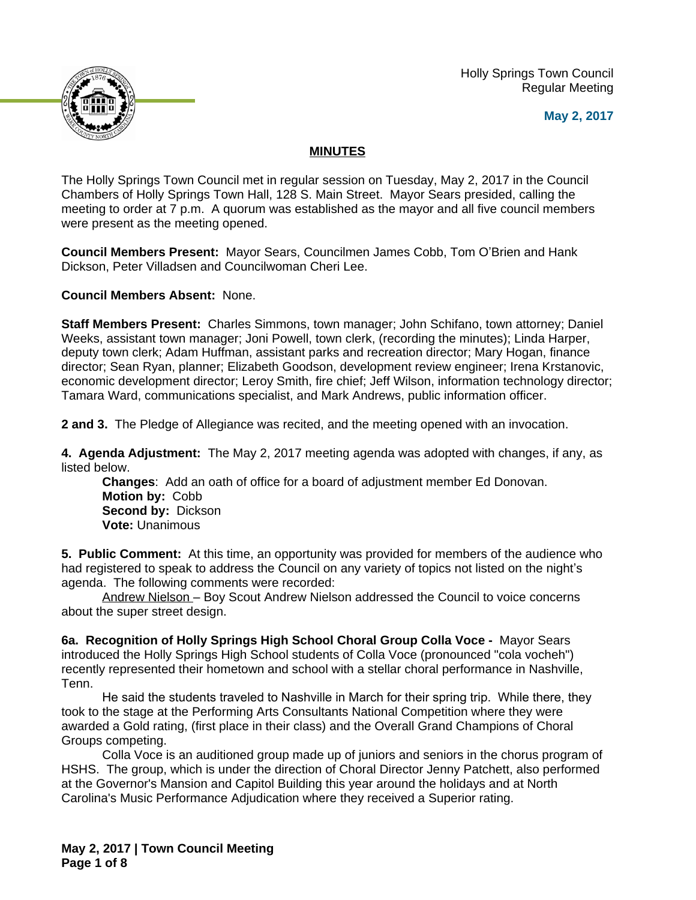Holly Springs Town Council
Regular Meeting

**May 2, 2017**

## MINUTES

The Holly Springs Town Council met in regular session on Tuesday, May 2, 2017 in the Council Chambers of Holly Springs Town Hall, 128 S. Main Street. Mayor Sears presided, calling the meeting to order at 7 p.m. A quorum was established as the mayor and all five council members were present as the meeting opened.

**Council Members Present:** Mayor Sears, Councilmen James Cobb, Tom O'Brien and Hank Dickson, Peter Villadsen and Councilwoman Cheri Lee.

**Council Members Absent:** None.

**Staff Members Present:** Charles Simmons, town manager; John Schifano, town attorney; Daniel Weeks, assistant town manager; Joni Powell, town clerk, (recording the minutes); Linda Harper, deputy town clerk; Adam Huffman, assistant parks and recreation director; Mary Hogan, finance director; Sean Ryan, planner; Elizabeth Goodson, development review engineer; Irena Krstanovic, economic development director; Leroy Smith, fire chief; Jeff Wilson, information technology director; Tamara Ward, communications specialist, and Mark Andrews, public information officer.

**2 and 3.** The Pledge of Allegiance was recited, and the meeting opened with an invocation.

**4. Agenda Adjustment:** The May 2, 2017 meeting agenda was adopted with changes, if any, as listed below.

**Changes**: Add an oath of office for a board of adjustment member Ed Donovan.
**Motion by:** Cobb
**Second by:** Dickson
**Vote:** Unanimous

**5. Public Comment:** At this time, an opportunity was provided for members of the audience who had registered to speak to address the Council on any variety of topics not listed on the night's agenda. The following comments were recorded:

Andrew Nielson – Boy Scout Andrew Nielson addressed the Council to voice concerns about the super street design.

**6a. Recognition of Holly Springs High School Choral Group Colla Voce -** Mayor Sears introduced the Holly Springs High School students of Colla Voce (pronounced "cola vocheh") recently represented their hometown and school with a stellar choral performance in Nashville, Tenn.

He said the students traveled to Nashville in March for their spring trip. While there, they took to the stage at the Performing Arts Consultants National Competition where they were awarded a Gold rating, (first place in their class) and the Overall Grand Champions of Choral Groups competing.

Colla Voce is an auditioned group made up of juniors and seniors in the chorus program of HSHS. The group, which is under the direction of Choral Director Jenny Patchett, also performed at the Governor's Mansion and Capitol Building this year around the holidays and at North Carolina's Music Performance Adjudication where they received a Superior rating.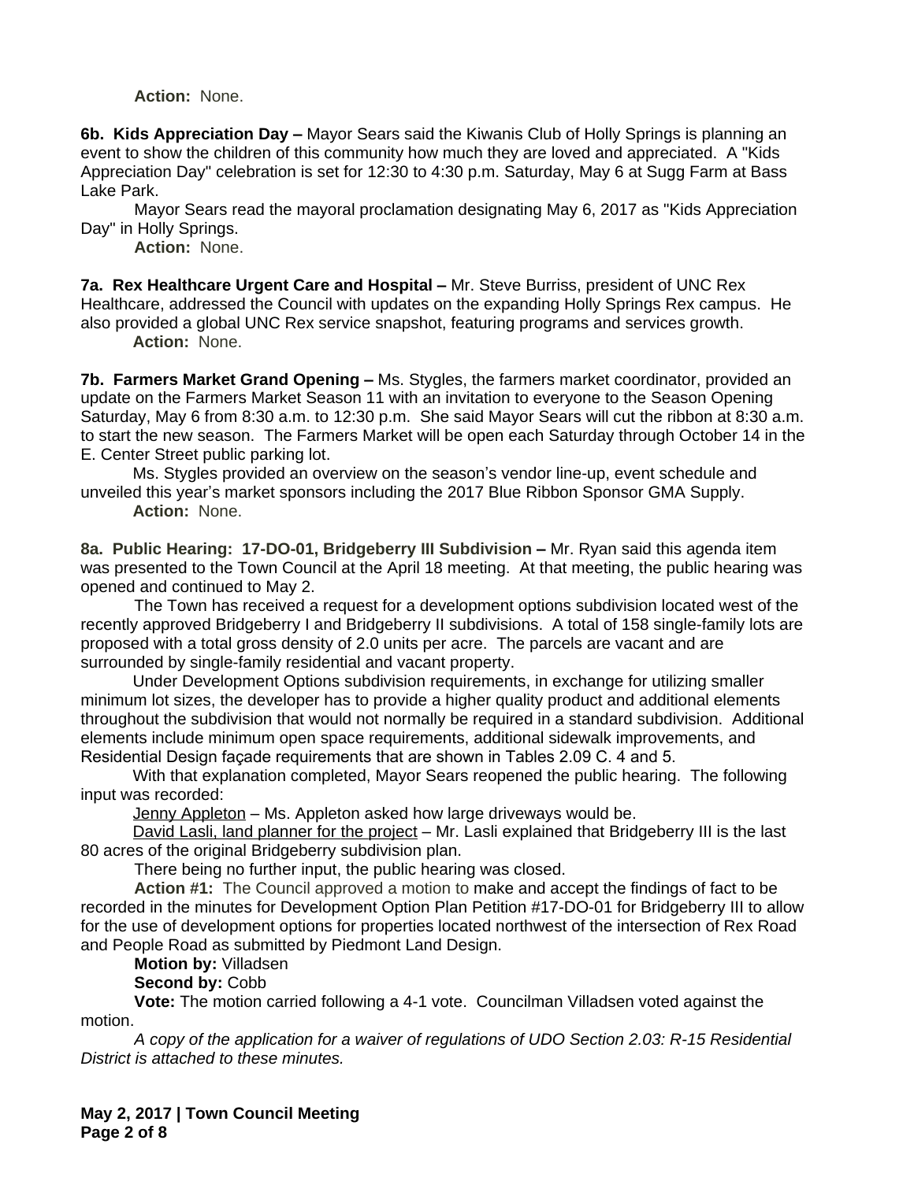**Action:** None.

**6b. Kids Appreciation Day –** Mayor Sears said the Kiwanis Club of Holly Springs is planning an event to show the children of this community how much they are loved and appreciated. A "Kids Appreciation Day" celebration is set for 12:30 to 4:30 p.m. Saturday, May 6 at Sugg Farm at Bass Lake Park.

Mayor Sears read the mayoral proclamation designating May 6, 2017 as "Kids Appreciation Day" in Holly Springs.

**Action:** None.

**7a. Rex Healthcare Urgent Care and Hospital –** Mr. Steve Burriss, president of UNC Rex Healthcare, addressed the Council with updates on the expanding Holly Springs Rex campus. He also provided a global UNC Rex service snapshot, featuring programs and services growth.

**Action:** None.

**7b. Farmers Market Grand Opening –** Ms. Stygles, the farmers market coordinator, provided an update on the Farmers Market Season 11 with an invitation to everyone to the Season Opening Saturday, May 6 from 8:30 a.m. to 12:30 p.m. She said Mayor Sears will cut the ribbon at 8:30 a.m. to start the new season. The Farmers Market will be open each Saturday through October 14 in the E. Center Street public parking lot.

Ms. Stygles provided an overview on the season's vendor line-up, event schedule and unveiled this year's market sponsors including the 2017 Blue Ribbon Sponsor GMA Supply.

**Action:** None.

**8a. Public Hearing: 17-DO-01, Bridgeberry III Subdivision –** Mr. Ryan said this agenda item was presented to the Town Council at the April 18 meeting. At that meeting, the public hearing was opened and continued to May 2.

The Town has received a request for a development options subdivision located west of the recently approved Bridgeberry I and Bridgeberry II subdivisions. A total of 158 single-family lots are proposed with a total gross density of 2.0 units per acre. The parcels are vacant and are surrounded by single-family residential and vacant property.

Under Development Options subdivision requirements, in exchange for utilizing smaller minimum lot sizes, the developer has to provide a higher quality product and additional elements throughout the subdivision that would not normally be required in a standard subdivision. Additional elements include minimum open space requirements, additional sidewalk improvements, and Residential Design façade requirements that are shown in Tables 2.09 C. 4 and 5.

With that explanation completed, Mayor Sears reopened the public hearing. The following input was recorded:

Jenny Appleton – Ms. Appleton asked how large driveways would be.

David Lasli, land planner for the project – Mr. Lasli explained that Bridgeberry III is the last 80 acres of the original Bridgeberry subdivision plan.

There being no further input, the public hearing was closed.

**Action #1:** The Council approved a motion to make and accept the findings of fact to be recorded in the minutes for Development Option Plan Petition #17-DO-01 for Bridgeberry III to allow for the use of development options for properties located northwest of the intersection of Rex Road and People Road as submitted by Piedmont Land Design.

**Motion by:** Villadsen

**Second by:** Cobb

**Vote:** The motion carried following a 4-1 vote. Councilman Villadsen voted against the motion.

*A copy of the application for a waiver of regulations of UDO Section 2.03: R-15 Residential District is attached to these minutes.*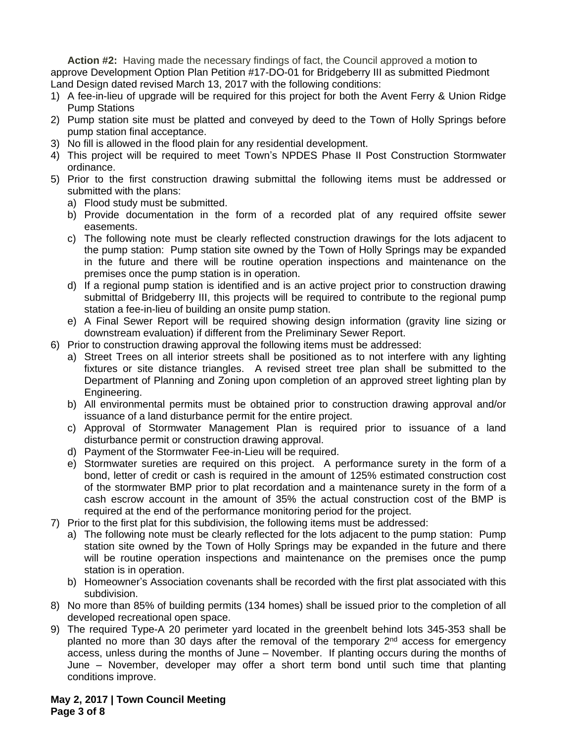**Action #2:** Having made the necessary findings of fact, the Council approved a motion to approve Development Option Plan Petition #17-DO-01 for Bridgeberry III as submitted Piedmont Land Design dated revised March 13, 2017 with the following conditions:

1) A fee-in-lieu of upgrade will be required for this project for both the Avent Ferry & Union Ridge Pump Stations
2) Pump station site must be platted and conveyed by deed to the Town of Holly Springs before pump station final acceptance.
3) No fill is allowed in the flood plain for any residential development.
4) This project will be required to meet Town's NPDES Phase II Post Construction Stormwater ordinance.
5) Prior to the first construction drawing submittal the following items must be addressed or submitted with the plans:
   a) Flood study must be submitted.
   b) Provide documentation in the form of a recorded plat of any required offsite sewer easements.
   c) The following note must be clearly reflected construction drawings for the lots adjacent to the pump station: Pump station site owned by the Town of Holly Springs may be expanded in the future and there will be routine operation inspections and maintenance on the premises once the pump station is in operation.
   d) If a regional pump station is identified and is an active project prior to construction drawing submittal of Bridgeberry III, this projects will be required to contribute to the regional pump station a fee-in-lieu of building an onsite pump station.
   e) A Final Sewer Report will be required showing design information (gravity line sizing or downstream evaluation) if different from the Preliminary Sewer Report.
6) Prior to construction drawing approval the following items must be addressed:
   a) Street Trees on all interior streets shall be positioned as to not interfere with any lighting fixtures or site distance triangles. A revised street tree plan shall be submitted to the Department of Planning and Zoning upon completion of an approved street lighting plan by Engineering.
   b) All environmental permits must be obtained prior to construction drawing approval and/or issuance of a land disturbance permit for the entire project.
   c) Approval of Stormwater Management Plan is required prior to issuance of a land disturbance permit or construction drawing approval.
   d) Payment of the Stormwater Fee-in-Lieu will be required.
   e) Stormwater sureties are required on this project. A performance surety in the form of a bond, letter of credit or cash is required in the amount of 125% estimated construction cost of the stormwater BMP prior to plat recordation and a maintenance surety in the form of a cash escrow account in the amount of 35% the actual construction cost of the BMP is required at the end of the performance monitoring period for the project.
7) Prior to the first plat for this subdivision, the following items must be addressed:
   a) The following note must be clearly reflected for the lots adjacent to the pump station: Pump station site owned by the Town of Holly Springs may be expanded in the future and there will be routine operation inspections and maintenance on the premises once the pump station is in operation.
   b) Homeowner's Association covenants shall be recorded with the first plat associated with this subdivision.
8) No more than 85% of building permits (134 homes) shall be issued prior to the completion of all developed recreational open space.
9) The required Type-A 20 perimeter yard located in the greenbelt behind lots 345-353 shall be planted no more than 30 days after the removal of the temporary 2nd access for emergency access, unless during the months of June – November. If planting occurs during the months of June – November, developer may offer a short term bond until such time that planting conditions improve.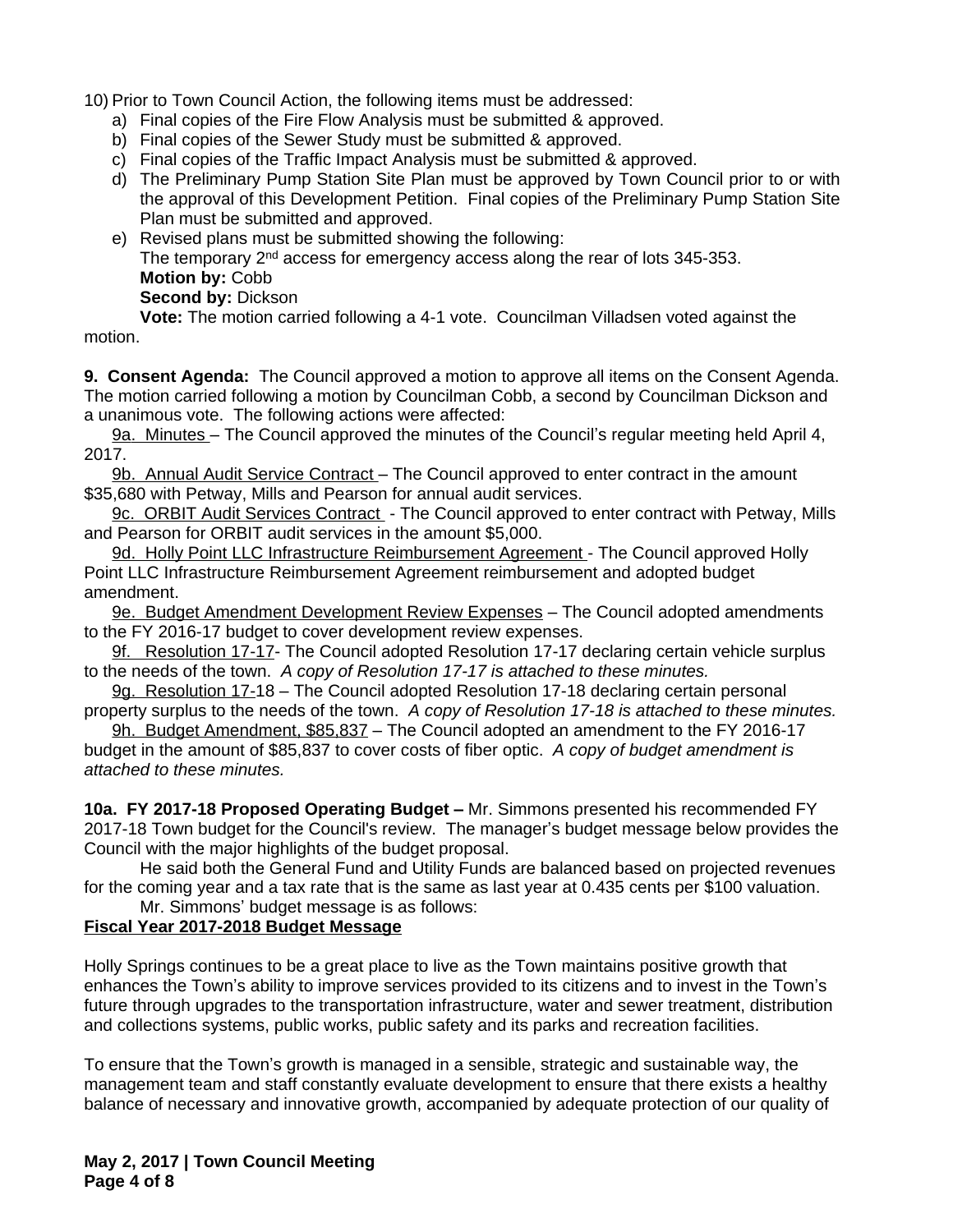10) Prior to Town Council Action, the following items must be addressed:
   a) Final copies of the Fire Flow Analysis must be submitted & approved.
   b) Final copies of the Sewer Study must be submitted & approved.
   c) Final copies of the Traffic Impact Analysis must be submitted & approved.
   d) The Preliminary Pump Station Site Plan must be approved by Town Council prior to or with the approval of this Development Petition. Final copies of the Preliminary Pump Station Site Plan must be submitted and approved.
   e) Revised plans must be submitted showing the following:
      The temporary 2nd access for emergency access along the rear of lots 345-353.

**Motion by:** Cobb
**Second by:** Dickson
**Vote:** The motion carried following a 4-1 vote. Councilman Villadsen voted against the motion.

**9. Consent Agenda:** The Council approved a motion to approve all items on the Consent Agenda. The motion carried following a motion by Councilman Cobb, a second by Councilman Dickson and a unanimous vote. The following actions were affected:

9a. Minutes – The Council approved the minutes of the Council's regular meeting held April 4, 2017.

9b. Annual Audit Service Contract – The Council approved to enter contract in the amount $35,680 with Petway, Mills and Pearson for annual audit services.

9c. ORBIT Audit Services Contract - The Council approved to enter contract with Petway, Mills and Pearson for ORBIT audit services in the amount $5,000.

9d. Holly Point LLC Infrastructure Reimbursement Agreement - The Council approved Holly Point LLC Infrastructure Reimbursement Agreement reimbursement and adopted budget amendment.

9e. Budget Amendment Development Review Expenses – The Council adopted amendments to the FY 2016-17 budget to cover development review expenses.

9f. Resolution 17-17- The Council adopted Resolution 17-17 declaring certain vehicle surplus to the needs of the town. *A copy of Resolution 17-17 is attached to these minutes.*

9g. Resolution 17-18 – The Council adopted Resolution 17-18 declaring certain personal property surplus to the needs of the town. *A copy of Resolution 17-18 is attached to these minutes.*

9h. Budget Amendment, $85,837 – The Council adopted an amendment to the FY 2016-17 budget in the amount of $85,837 to cover costs of fiber optic. *A copy of budget amendment is attached to these minutes.*

**10a. FY 2017-18 Proposed Operating Budget –** Mr. Simmons presented his recommended FY 2017-18 Town budget for the Council's review. The manager's budget message below provides the Council with the major highlights of the budget proposal.

He said both the General Fund and Utility Funds are balanced based on projected revenues for the coming year and a tax rate that is the same as last year at 0.435 cents per $100 valuation.

Mr. Simmons' budget message is as follows:

**Fiscal Year 2017-2018 Budget Message**

Holly Springs continues to be a great place to live as the Town maintains positive growth that enhances the Town's ability to improve services provided to its citizens and to invest in the Town's future through upgrades to the transportation infrastructure, water and sewer treatment, distribution and collections systems, public works, public safety and its parks and recreation facilities.

To ensure that the Town's growth is managed in a sensible, strategic and sustainable way, the management team and staff constantly evaluate development to ensure that there exists a healthy balance of necessary and innovative growth, accompanied by adequate protection of our quality of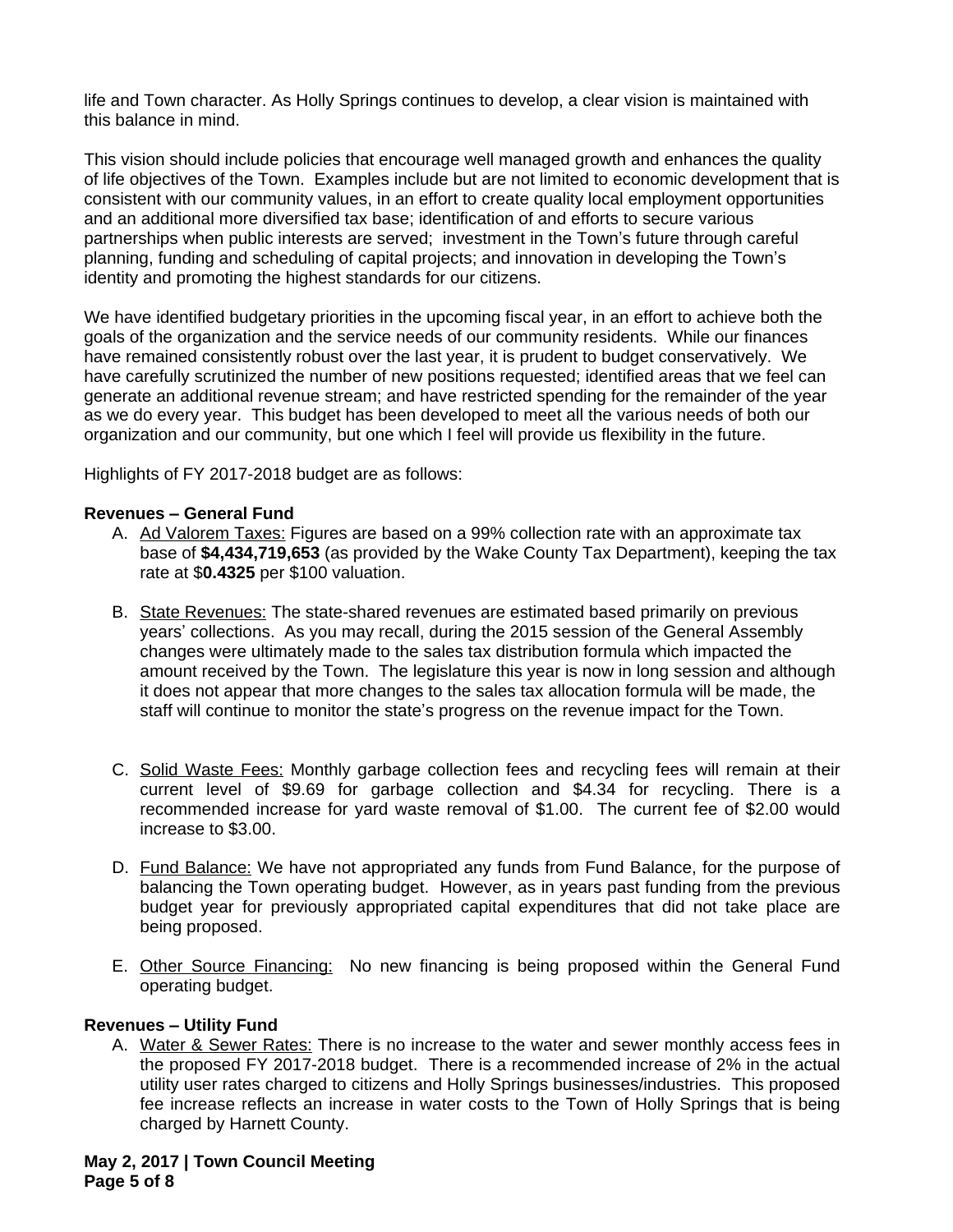life and Town character. As Holly Springs continues to develop, a clear vision is maintained with this balance in mind.

This vision should include policies that encourage well managed growth and enhances the quality of life objectives of the Town. Examples include but are not limited to economic development that is consistent with our community values, in an effort to create quality local employment opportunities and an additional more diversified tax base; identification of and efforts to secure various partnerships when public interests are served; investment in the Town's future through careful planning, funding and scheduling of capital projects; and innovation in developing the Town's identity and promoting the highest standards for our citizens.

We have identified budgetary priorities in the upcoming fiscal year, in an effort to achieve both the goals of the organization and the service needs of our community residents. While our finances have remained consistently robust over the last year, it is prudent to budget conservatively. We have carefully scrutinized the number of new positions requested; identified areas that we feel can generate an additional revenue stream; and have restricted spending for the remainder of the year as we do every year. This budget has been developed to meet all the various needs of both our organization and our community, but one which I feel will provide us flexibility in the future.

Highlights of FY 2017-2018 budget are as follows:

**Revenues – General Fund**

A. Ad Valorem Taxes: Figures are based on a 99% collection rate with an approximate tax base of **$4,434,719,653** (as provided by the Wake County Tax Department), keeping the tax rate at $**0.4325** per $100 valuation.

B. State Revenues: The state-shared revenues are estimated based primarily on previous years' collections. As you may recall, during the 2015 session of the General Assembly changes were ultimately made to the sales tax distribution formula which impacted the amount received by the Town. The legislature this year is now in long session and although it does not appear that more changes to the sales tax allocation formula will be made, the staff will continue to monitor the state's progress on the revenue impact for the Town.

C. Solid Waste Fees: Monthly garbage collection fees and recycling fees will remain at their current level of $9.69 for garbage collection and $4.34 for recycling. There is a recommended increase for yard waste removal of $1.00. The current fee of $2.00 would increase to $3.00.

D. Fund Balance: We have not appropriated any funds from Fund Balance, for the purpose of balancing the Town operating budget. However, as in years past funding from the previous budget year for previously appropriated capital expenditures that did not take place are being proposed.

E. Other Source Financing: No new financing is being proposed within the General Fund operating budget.

**Revenues – Utility Fund**

A. Water & Sewer Rates: There is no increase to the water and sewer monthly access fees in the proposed FY 2017-2018 budget. There is a recommended increase of 2% in the actual utility user rates charged to citizens and Holly Springs businesses/industries. This proposed fee increase reflects an increase in water costs to the Town of Holly Springs that is being charged by Harnett County.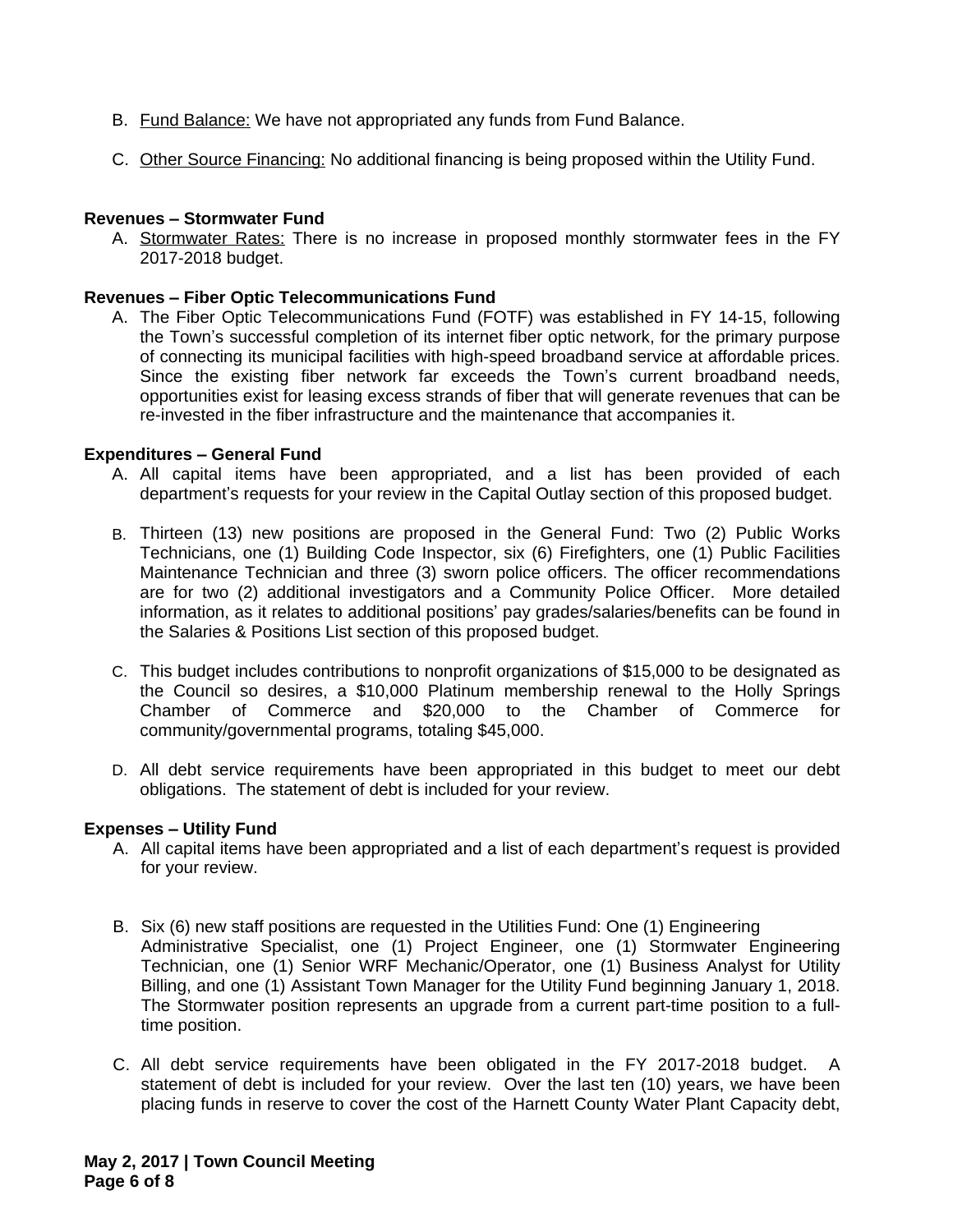B. <u>Fund Balance:</u> We have not appropriated any funds from Fund Balance.

C. <u>Other Source Financing:</u> No additional financing is being proposed within the Utility Fund.

**Revenues – Stormwater Fund**

A. <u>Stormwater Rates:</u> There is no increase in proposed monthly stormwater fees in the FY 2017-2018 budget.

**Revenues – Fiber Optic Telecommunications Fund**

A. The Fiber Optic Telecommunications Fund (FOTF) was established in FY 14-15, following the Town's successful completion of its internet fiber optic network, for the primary purpose of connecting its municipal facilities with high-speed broadband service at affordable prices. Since the existing fiber network far exceeds the Town's current broadband needs, opportunities exist for leasing excess strands of fiber that will generate revenues that can be re-invested in the fiber infrastructure and the maintenance that accompanies it.

**Expenditures – General Fund**

A. All capital items have been appropriated, and a list has been provided of each department's requests for your review in the Capital Outlay section of this proposed budget.

B. Thirteen (13) new positions are proposed in the General Fund: Two (2) Public Works Technicians, one (1) Building Code Inspector, six (6) Firefighters, one (1) Public Facilities Maintenance Technician and three (3) sworn police officers. The officer recommendations are for two (2) additional investigators and a Community Police Officer. More detailed information, as it relates to additional positions' pay grades/salaries/benefits can be found in the Salaries & Positions List section of this proposed budget.

C. This budget includes contributions to nonprofit organizations of $15,000 to be designated as the Council so desires, a $10,000 Platinum membership renewal to the Holly Springs Chamber of Commerce and $20,000 to the Chamber of Commerce for community/governmental programs, totaling $45,000.

D. All debt service requirements have been appropriated in this budget to meet our debt obligations. The statement of debt is included for your review.

**Expenses – Utility Fund**

A. All capital items have been appropriated and a list of each department's request is provided for your review.

B. Six (6) new staff positions are requested in the Utilities Fund: One (1) Engineering Administrative Specialist, one (1) Project Engineer, one (1) Stormwater Engineering Technician, one (1) Senior WRF Mechanic/Operator, one (1) Business Analyst for Utility Billing, and one (1) Assistant Town Manager for the Utility Fund beginning January 1, 2018. The Stormwater position represents an upgrade from a current part-time position to a full-time position.

C. All debt service requirements have been obligated in the FY 2017-2018 budget. A statement of debt is included for your review. Over the last ten (10) years, we have been placing funds in reserve to cover the cost of the Harnett County Water Plant Capacity debt,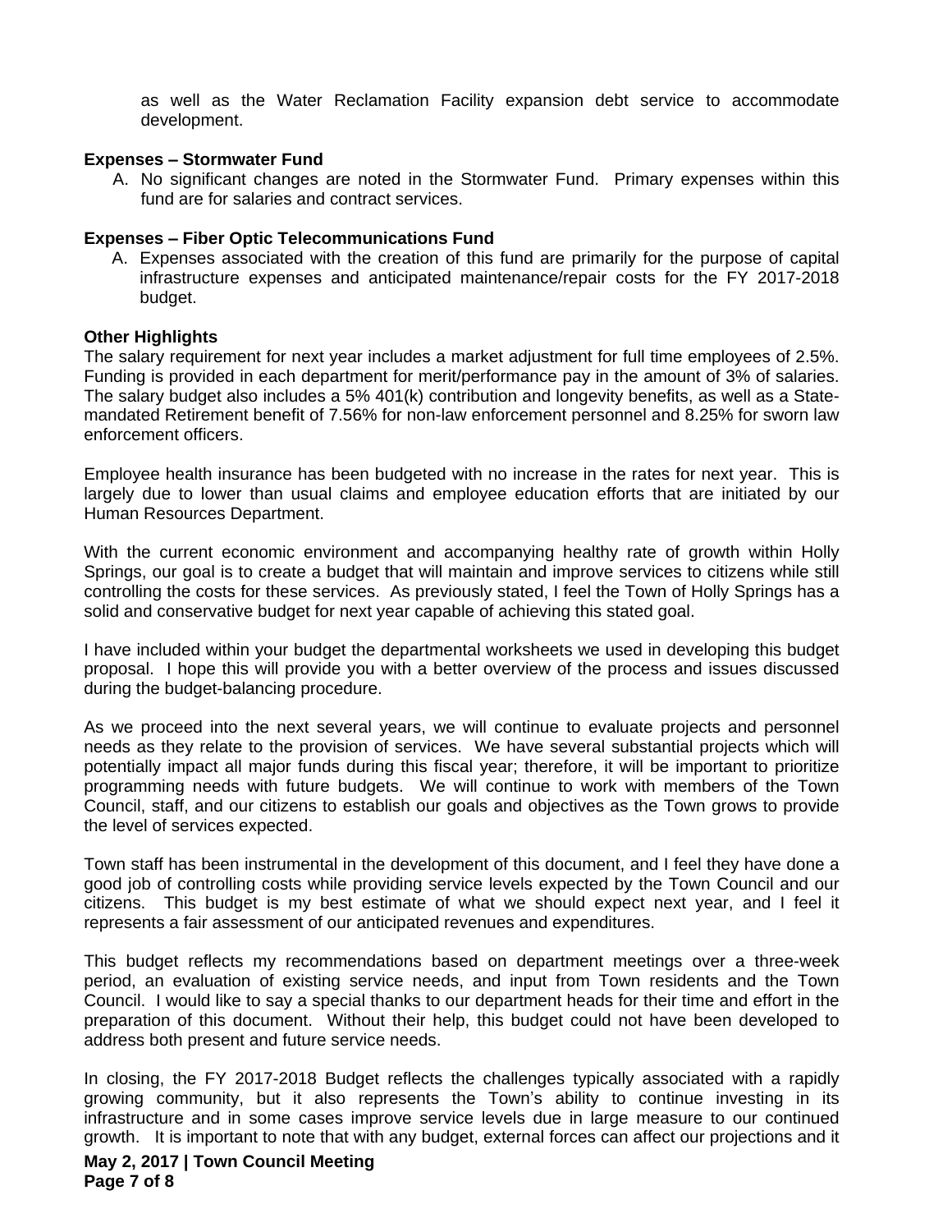as well as the Water Reclamation Facility expansion debt service to accommodate development.

**Expenses – Stormwater Fund**

A. No significant changes are noted in the Stormwater Fund. Primary expenses within this fund are for salaries and contract services.

**Expenses – Fiber Optic Telecommunications Fund**

A. Expenses associated with the creation of this fund are primarily for the purpose of capital infrastructure expenses and anticipated maintenance/repair costs for the FY 2017-2018 budget.

**Other Highlights**

The salary requirement for next year includes a market adjustment for full time employees of 2.5%. Funding is provided in each department for merit/performance pay in the amount of 3% of salaries. The salary budget also includes a 5% 401(k) contribution and longevity benefits, as well as a State-mandated Retirement benefit of 7.56% for non-law enforcement personnel and 8.25% for sworn law enforcement officers.

Employee health insurance has been budgeted with no increase in the rates for next year. This is largely due to lower than usual claims and employee education efforts that are initiated by our Human Resources Department.

With the current economic environment and accompanying healthy rate of growth within Holly Springs, our goal is to create a budget that will maintain and improve services to citizens while still controlling the costs for these services. As previously stated, I feel the Town of Holly Springs has a solid and conservative budget for next year capable of achieving this stated goal.

I have included within your budget the departmental worksheets we used in developing this budget proposal. I hope this will provide you with a better overview of the process and issues discussed during the budget-balancing procedure.

As we proceed into the next several years, we will continue to evaluate projects and personnel needs as they relate to the provision of services. We have several substantial projects which will potentially impact all major funds during this fiscal year; therefore, it will be important to prioritize programming needs with future budgets. We will continue to work with members of the Town Council, staff, and our citizens to establish our goals and objectives as the Town grows to provide the level of services expected.

Town staff has been instrumental in the development of this document, and I feel they have done a good job of controlling costs while providing service levels expected by the Town Council and our citizens. This budget is my best estimate of what we should expect next year, and I feel it represents a fair assessment of our anticipated revenues and expenditures.

This budget reflects my recommendations based on department meetings over a three-week period, an evaluation of existing service needs, and input from Town residents and the Town Council. I would like to say a special thanks to our department heads for their time and effort in the preparation of this document. Without their help, this budget could not have been developed to address both present and future service needs.

In closing, the FY 2017-2018 Budget reflects the challenges typically associated with a rapidly growing community, but it also represents the Town's ability to continue investing in its infrastructure and in some cases improve service levels due in large measure to our continued growth. It is important to note that with any budget, external forces can affect our projections and it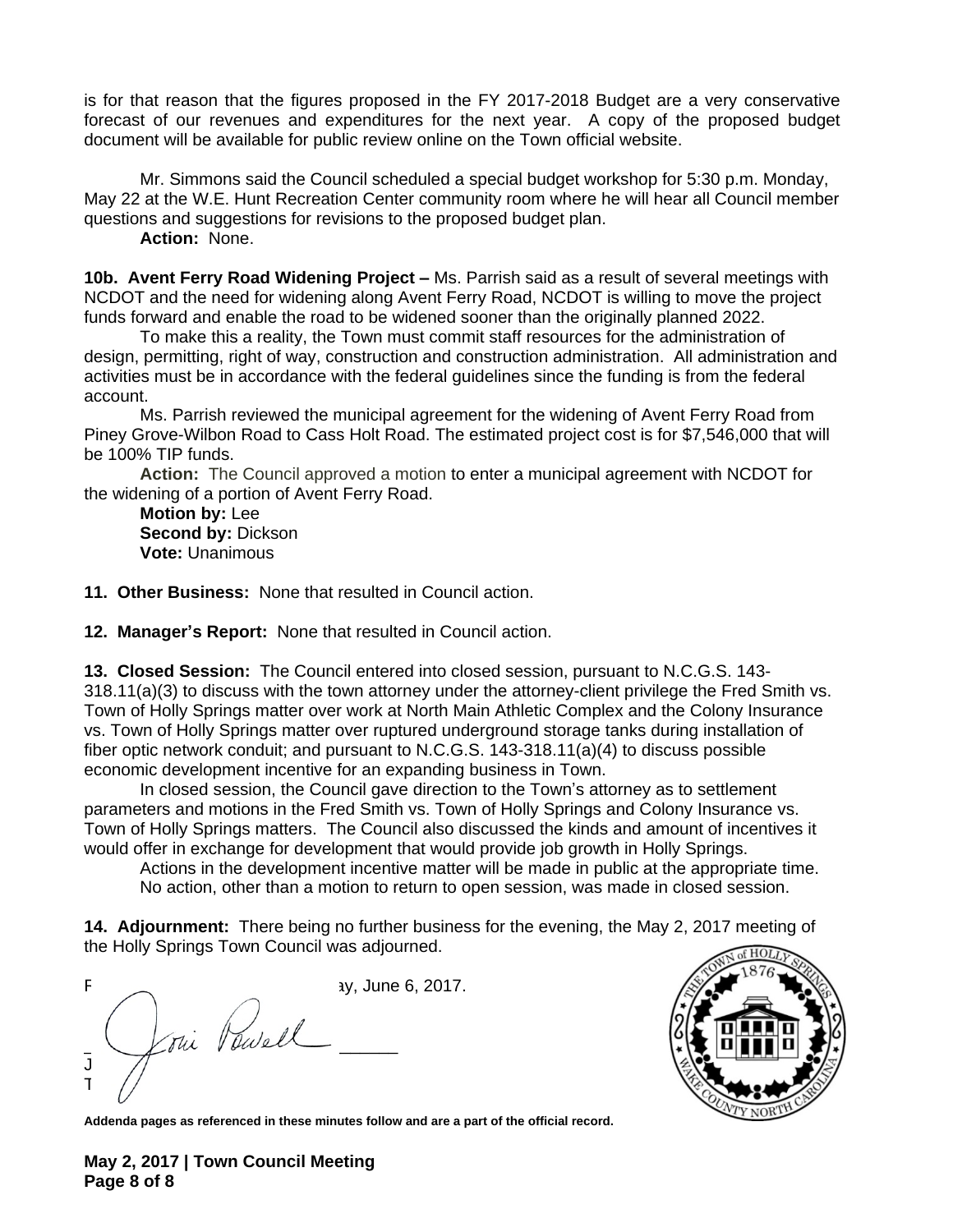is for that reason that the figures proposed in the FY 2017-2018 Budget are a very conservative forecast of our revenues and expenditures for the next year. A copy of the proposed budget document will be available for public review online on the Town official website.

Mr. Simmons said the Council scheduled a special budget workshop for 5:30 p.m. Monday, May 22 at the W.E. Hunt Recreation Center community room where he will hear all Council member questions and suggestions for revisions to the proposed budget plan.

**Action:** None.

**10b. Avent Ferry Road Widening Project –** Ms. Parrish said as a result of several meetings with NCDOT and the need for widening along Avent Ferry Road, NCDOT is willing to move the project funds forward and enable the road to be widened sooner than the originally planned 2022.

To make this a reality, the Town must commit staff resources for the administration of design, permitting, right of way, construction and construction administration. All administration and activities must be in accordance with the federal guidelines since the funding is from the federal account.

Ms. Parrish reviewed the municipal agreement for the widening of Avent Ferry Road from Piney Grove-Wilbon Road to Cass Holt Road. The estimated project cost is for $7,546,000 that will be 100% TIP funds.

**Action:** The Council approved a motion to enter a municipal agreement with NCDOT for the widening of a portion of Avent Ferry Road.

**Motion by:** Lee
**Second by:** Dickson
**Vote:** Unanimous

**11. Other Business:** None that resulted in Council action.

**12. Manager's Report:** None that resulted in Council action.

**13. Closed Session:** The Council entered into closed session, pursuant to N.C.G.S. 143-318.11(a)(3) to discuss with the town attorney under the attorney-client privilege the Fred Smith vs. Town of Holly Springs matter over work at North Main Athletic Complex and the Colony Insurance vs. Town of Holly Springs matter over ruptured underground storage tanks during installation of fiber optic network conduit; and pursuant to N.C.G.S. 143-318.11(a)(4) to discuss possible economic development incentive for an expanding business in Town.

In closed session, the Council gave direction to the Town's attorney as to settlement parameters and motions in the Fred Smith vs. Town of Holly Springs and Colony Insurance vs. Town of Holly Springs matters. The Council also discussed the kinds and amount of incentives it would offer in exchange for development that would provide job growth in Holly Springs.

Actions in the development incentive matter will be made in public at the appropriate time.

No action, other than a motion to return to open session, was made in closed session.

**14. Adjournment:** There being no further business for the evening, the May 2, 2017 meeting of the Holly Springs Town Council was adjourned.

F ay, June 6, 2017.

_Joni Powell_

J
T

**Addenda pages as referenced in these minutes follow and are a part of the official record.**